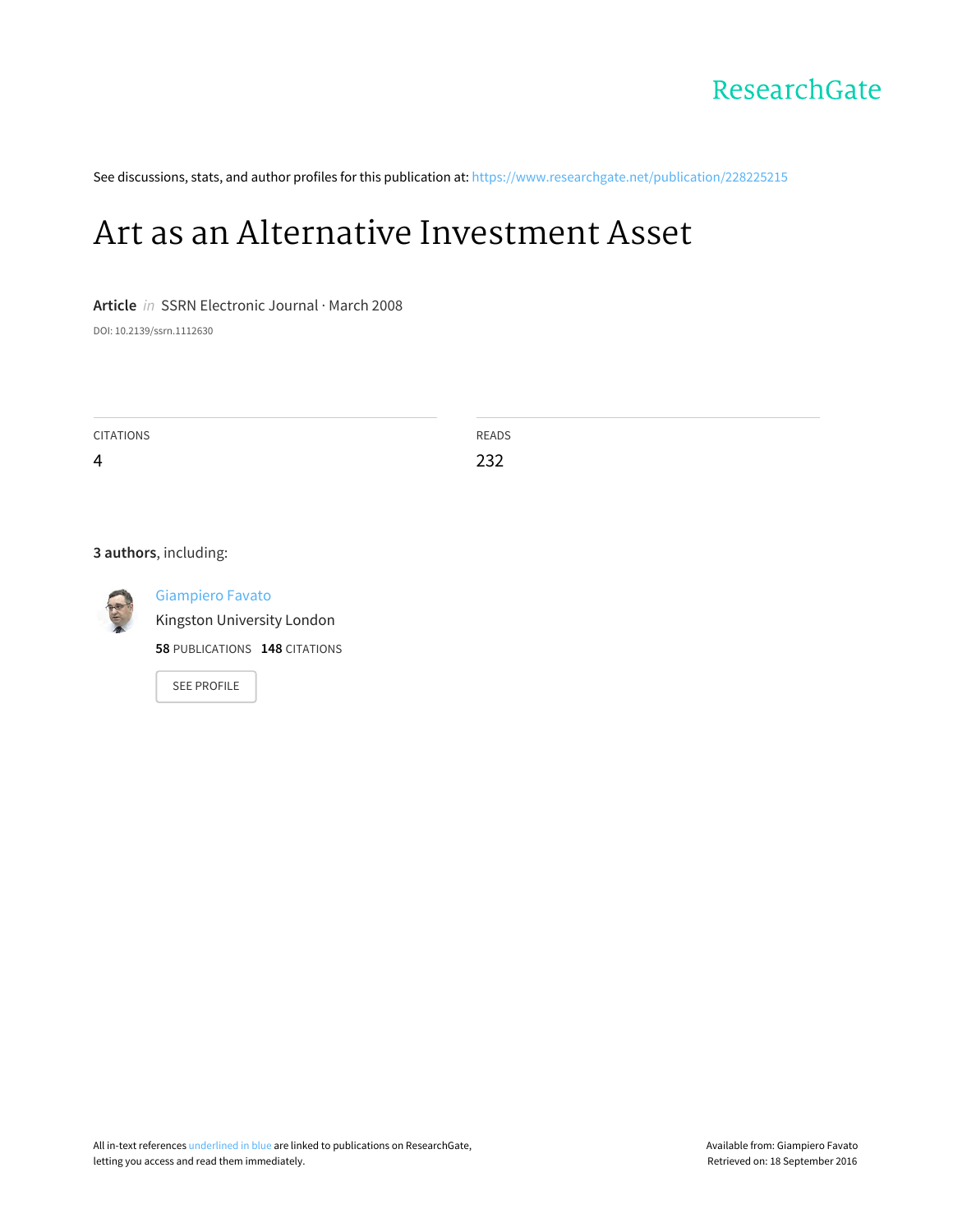ResearchGate

See discussions, stats, and author profiles for this publication at: https://www.researchgate.net/publication/228225215

# Art as an Alternative Investment Asset

**Article** *in* SSRN Electronic Journal · March 2008

DOI: 10.2139/ssrn.1112630

| CITATIONS | READS |
|---|---|
| 4 | 232 |

**3 authors**, including:

Giampiero Favato
Kingston University London
**58** PUBLICATIONS **148** CITATIONS

SEE PROFILE

All in-text references underlined in blue are linked to publications on ResearchGate, letting you access and read them immediately.

Available from: Giampiero Favato
Retrieved on: 18 September 2016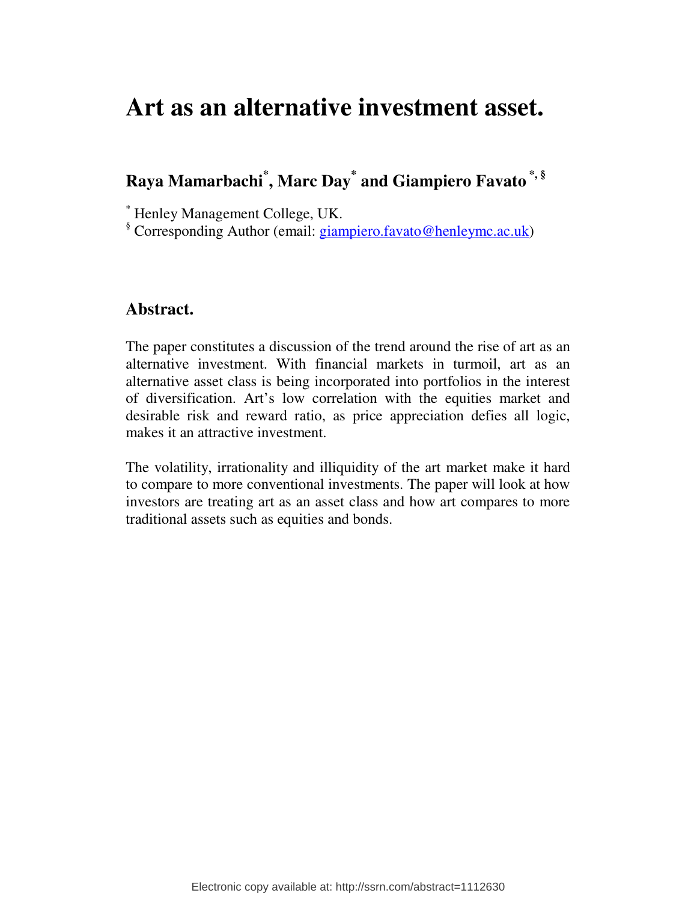# Art as an alternative investment asset.

## Raya Mamarbachi[*], Marc Day[*] and Giampiero Favato [*,§]

[*] Henley Management College, UK.

[§] Corresponding Author (email: giampiero.favato@henleymc.ac.uk)

## Abstract.

The paper constitutes a discussion of the trend around the rise of art as an alternative investment. With financial markets in turmoil, art as an alternative asset class is being incorporated into portfolios in the interest of diversification. Art's low correlation with the equities market and desirable risk and reward ratio, as price appreciation defies all logic, makes it an attractive investment.

The volatility, irrationality and illiquidity of the art market make it hard to compare to more conventional investments. The paper will look at how investors are treating art as an asset class and how art compares to more traditional assets such as equities and bonds.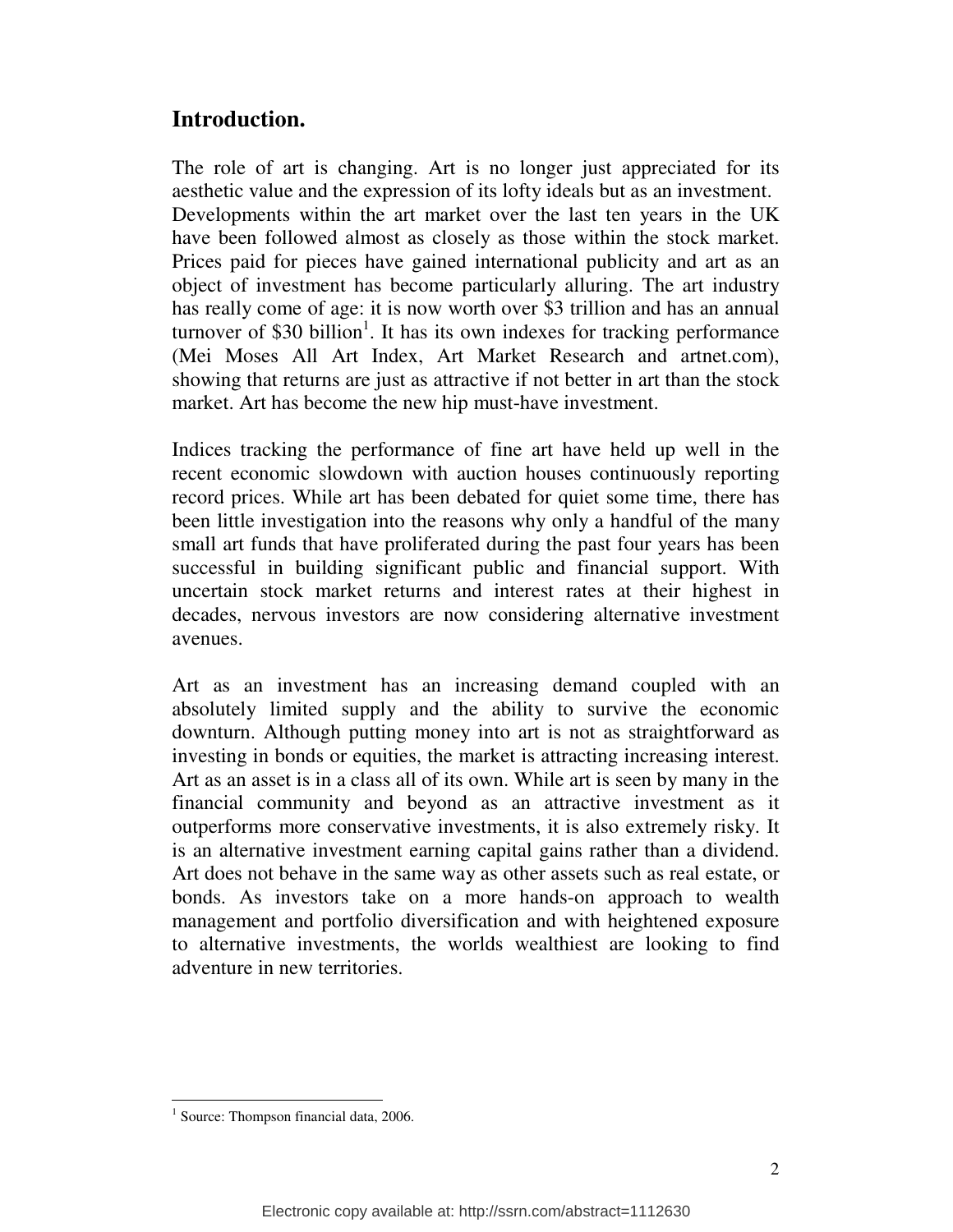## Introduction.

The role of art is changing. Art is no longer just appreciated for its aesthetic value and the expression of its lofty ideals but as an investment. Developments within the art market over the last ten years in the UK have been followed almost as closely as those within the stock market. Prices paid for pieces have gained international publicity and art as an object of investment has become particularly alluring. The art industry has really come of age: it is now worth over $3 trillion and has an annual turnover of $30 billion[1]. It has its own indexes for tracking performance (Mei Moses All Art Index, Art Market Research and artnet.com), showing that returns are just as attractive if not better in art than the stock market. Art has become the new hip must-have investment.

Indices tracking the performance of fine art have held up well in the recent economic slowdown with auction houses continuously reporting record prices. While art has been debated for quiet some time, there has been little investigation into the reasons why only a handful of the many small art funds that have proliferated during the past four years has been successful in building significant public and financial support. With uncertain stock market returns and interest rates at their highest in decades, nervous investors are now considering alternative investment avenues.

Art as an investment has an increasing demand coupled with an absolutely limited supply and the ability to survive the economic downturn. Although putting money into art is not as straightforward as investing in bonds or equities, the market is attracting increasing interest. Art as an asset is in a class all of its own. While art is seen by many in the financial community and beyond as an attractive investment as it outperforms more conservative investments, it is also extremely risky. It is an alternative investment earning capital gains rather than a dividend. Art does not behave in the same way as other assets such as real estate, or bonds. As investors take on a more hands-on approach to wealth management and portfolio diversification and with heightened exposure to alternative investments, the worlds wealthiest are looking to find adventure in new territories.

[1] Source: Thompson financial data, 2006.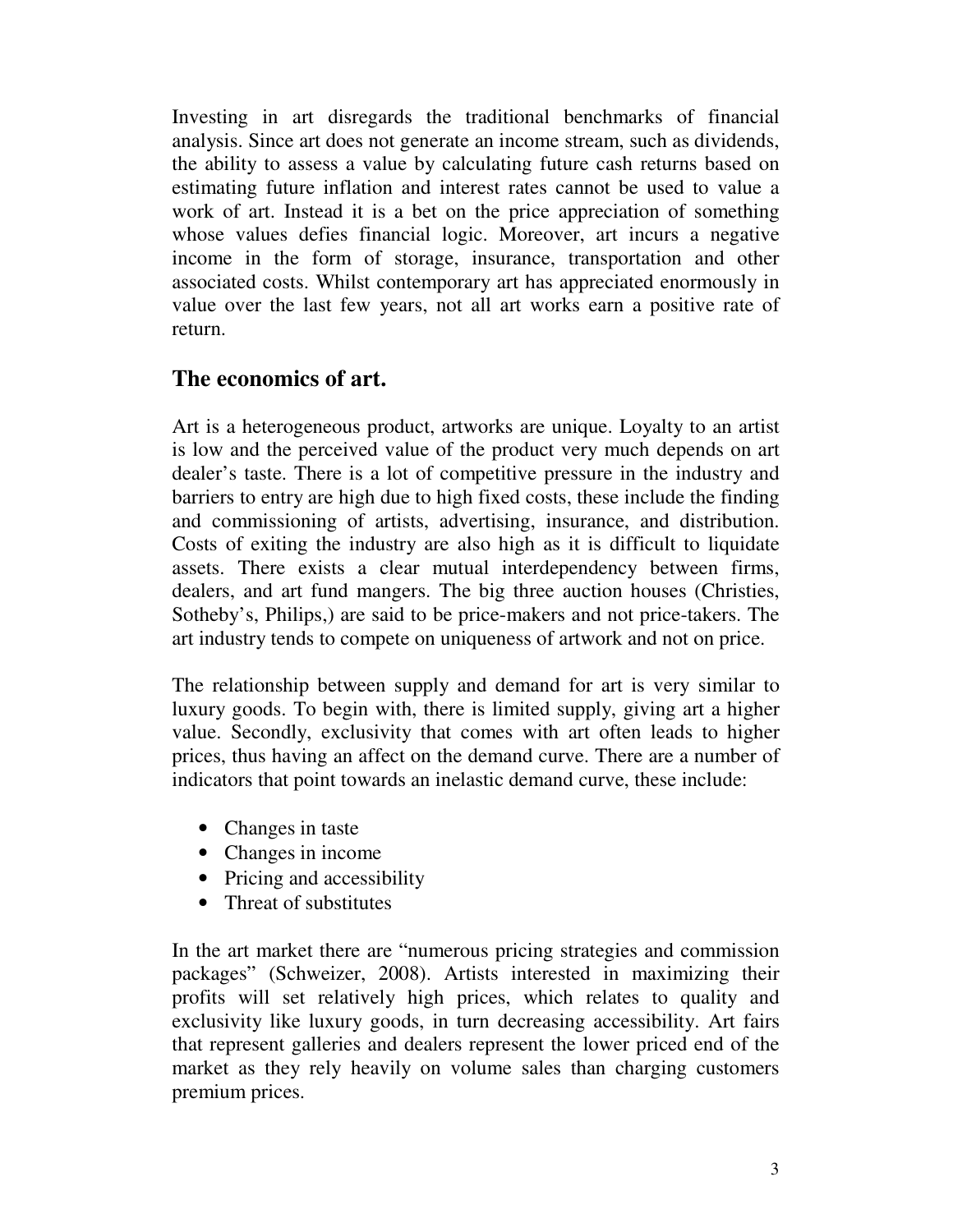Investing in art disregards the traditional benchmarks of financial analysis. Since art does not generate an income stream, such as dividends, the ability to assess a value by calculating future cash returns based on estimating future inflation and interest rates cannot be used to value a work of art. Instead it is a bet on the price appreciation of something whose values defies financial logic. Moreover, art incurs a negative income in the form of storage, insurance, transportation and other associated costs. Whilst contemporary art has appreciated enormously in value over the last few years, not all art works earn a positive rate of return.

## The economics of art.

Art is a heterogeneous product, artworks are unique. Loyalty to an artist is low and the perceived value of the product very much depends on art dealer's taste. There is a lot of competitive pressure in the industry and barriers to entry are high due to high fixed costs, these include the finding and commissioning of artists, advertising, insurance, and distribution. Costs of exiting the industry are also high as it is difficult to liquidate assets. There exists a clear mutual interdependency between firms, dealers, and art fund mangers. The big three auction houses (Christies, Sotheby's, Philips,) are said to be price-makers and not price-takers. The art industry tends to compete on uniqueness of artwork and not on price.

The relationship between supply and demand for art is very similar to luxury goods. To begin with, there is limited supply, giving art a higher value. Secondly, exclusivity that comes with art often leads to higher prices, thus having an affect on the demand curve. There are a number of indicators that point towards an inelastic demand curve, these include:

- Changes in taste
- Changes in income
- Pricing and accessibility
- Threat of substitutes

In the art market there are "numerous pricing strategies and commission packages" (Schweizer, 2008). Artists interested in maximizing their profits will set relatively high prices, which relates to quality and exclusivity like luxury goods, in turn decreasing accessibility. Art fairs that represent galleries and dealers represent the lower priced end of the market as they rely heavily on volume sales than charging customers premium prices.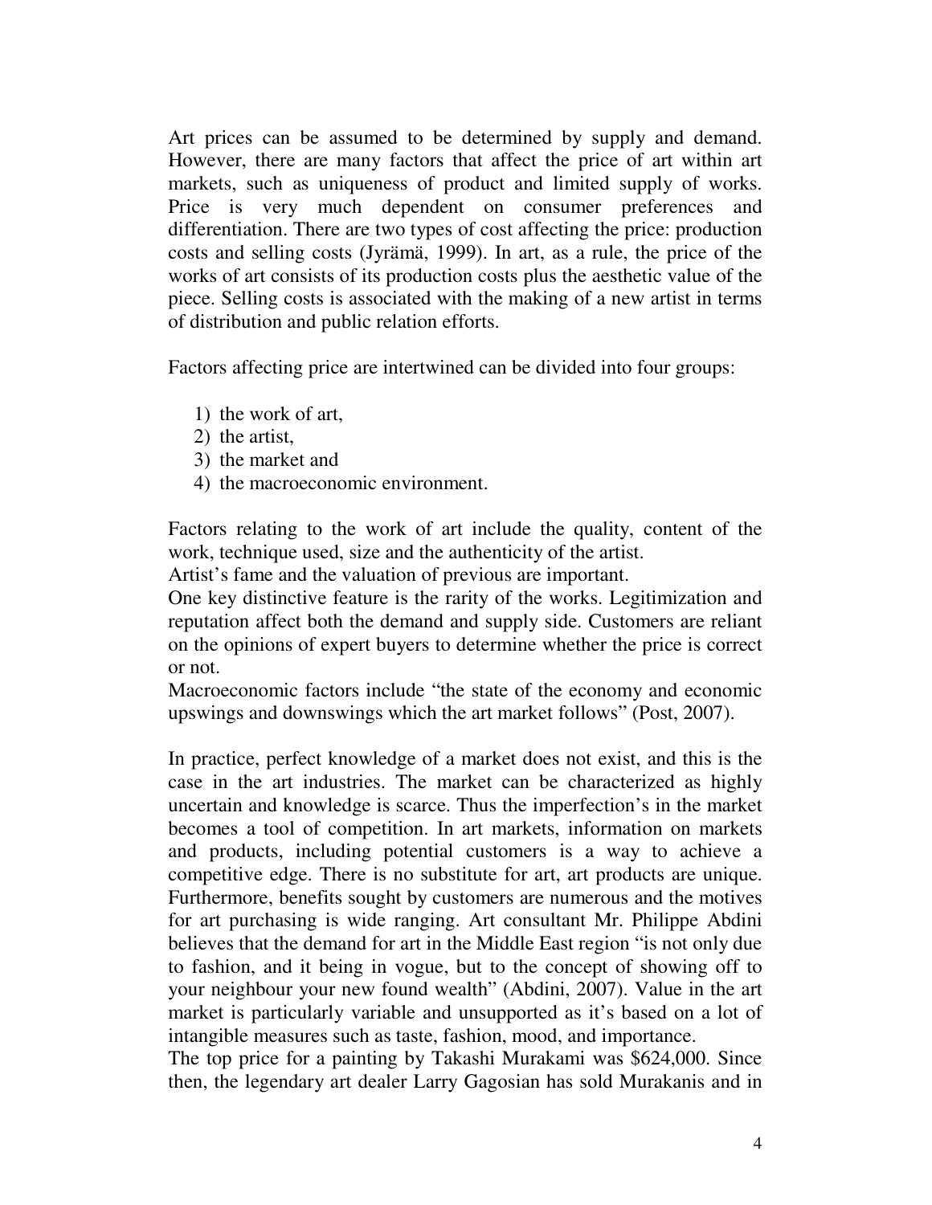Art prices can be assumed to be determined by supply and demand. However, there are many factors that affect the price of art within art markets, such as uniqueness of product and limited supply of works. Price is very much dependent on consumer preferences and differentiation. There are two types of cost affecting the price: production costs and selling costs (Jyrämä, 1999). In art, as a rule, the price of the works of art consists of its production costs plus the aesthetic value of the piece. Selling costs is associated with the making of a new artist in terms of distribution and public relation efforts.

Factors affecting price are intertwined can be divided into four groups:

1) the work of art,
2) the artist,
3) the market and
4) the macroeconomic environment.

Factors relating to the work of art include the quality, content of the work, technique used, size and the authenticity of the artist.
Artist's fame and the valuation of previous are important.
One key distinctive feature is the rarity of the works. Legitimization and reputation affect both the demand and supply side. Customers are reliant on the opinions of expert buyers to determine whether the price is correct or not.
Macroeconomic factors include "the state of the economy and economic upswings and downswings which the art market follows" (Post, 2007).

In practice, perfect knowledge of a market does not exist, and this is the case in the art industries. The market can be characterized as highly uncertain and knowledge is scarce. Thus the imperfection's in the market becomes a tool of competition. In art markets, information on markets and products, including potential customers is a way to achieve a competitive edge. There is no substitute for art, art products are unique. Furthermore, benefits sought by customers are numerous and the motives for art purchasing is wide ranging. Art consultant Mr. Philippe Abdini believes that the demand for art in the Middle East region "is not only due to fashion, and it being in vogue, but to the concept of showing off to your neighbour your new found wealth" (Abdini, 2007). Value in the art market is particularly variable and unsupported as it's based on a lot of intangible measures such as taste, fashion, mood, and importance.
The top price for a painting by Takashi Murakami was $624,000. Since then, the legendary art dealer Larry Gagosian has sold Murakanis and in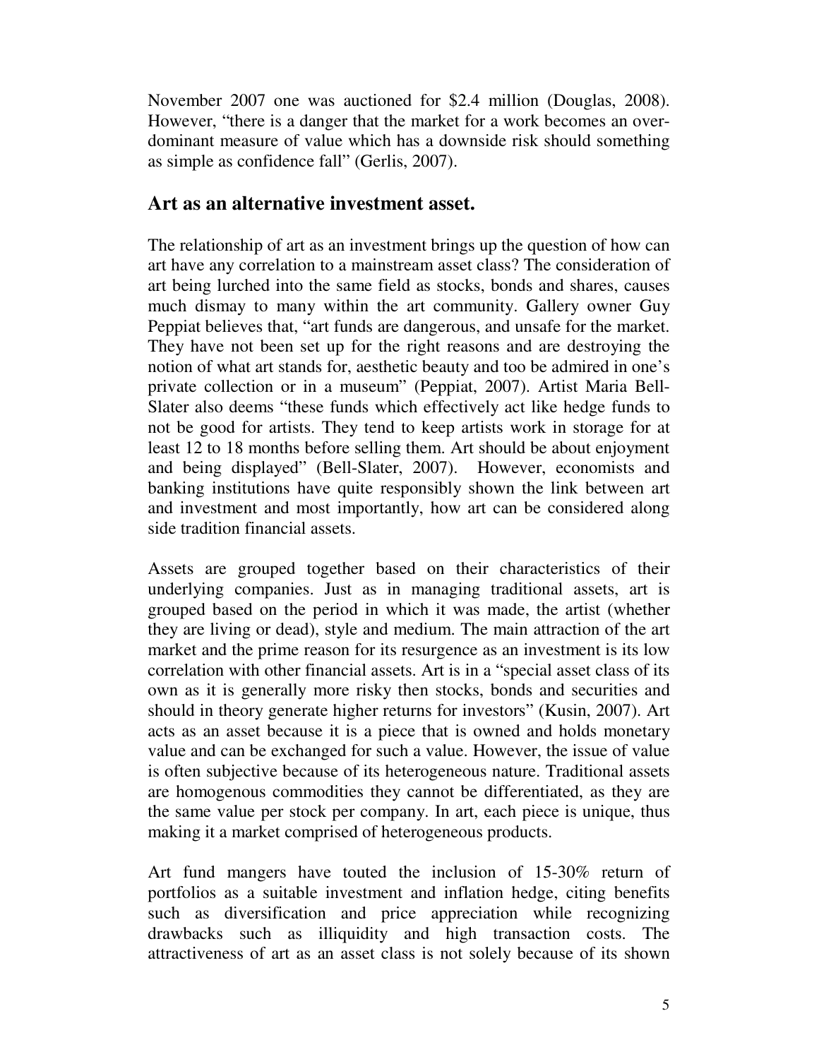November 2007 one was auctioned for $2.4 million (Douglas, 2008). However, "there is a danger that the market for a work becomes an over-dominant measure of value which has a downside risk should something as simple as confidence fall" (Gerlis, 2007).

## Art as an alternative investment asset.

The relationship of art as an investment brings up the question of how can art have any correlation to a mainstream asset class? The consideration of art being lurched into the same field as stocks, bonds and shares, causes much dismay to many within the art community. Gallery owner Guy Peppiat believes that, "art funds are dangerous, and unsafe for the market. They have not been set up for the right reasons and are destroying the notion of what art stands for, aesthetic beauty and too be admired in one's private collection or in a museum" (Peppiat, 2007). Artist Maria Bell-Slater also deems "these funds which effectively act like hedge funds to not be good for artists. They tend to keep artists work in storage for at least 12 to 18 months before selling them. Art should be about enjoyment and being displayed" (Bell-Slater, 2007). However, economists and banking institutions have quite responsibly shown the link between art and investment and most importantly, how art can be considered along side tradition financial assets.

Assets are grouped together based on their characteristics of their underlying companies. Just as in managing traditional assets, art is grouped based on the period in which it was made, the artist (whether they are living or dead), style and medium. The main attraction of the art market and the prime reason for its resurgence as an investment is its low correlation with other financial assets. Art is in a "special asset class of its own as it is generally more risky then stocks, bonds and securities and should in theory generate higher returns for investors" (Kusin, 2007). Art acts as an asset because it is a piece that is owned and holds monetary value and can be exchanged for such a value. However, the issue of value is often subjective because of its heterogeneous nature. Traditional assets are homogenous commodities they cannot be differentiated, as they are the same value per stock per company. In art, each piece is unique, thus making it a market comprised of heterogeneous products.

Art fund mangers have touted the inclusion of 15-30% return of portfolios as a suitable investment and inflation hedge, citing benefits such as diversification and price appreciation while recognizing drawbacks such as illiquidity and high transaction costs. The attractiveness of art as an asset class is not solely because of its shown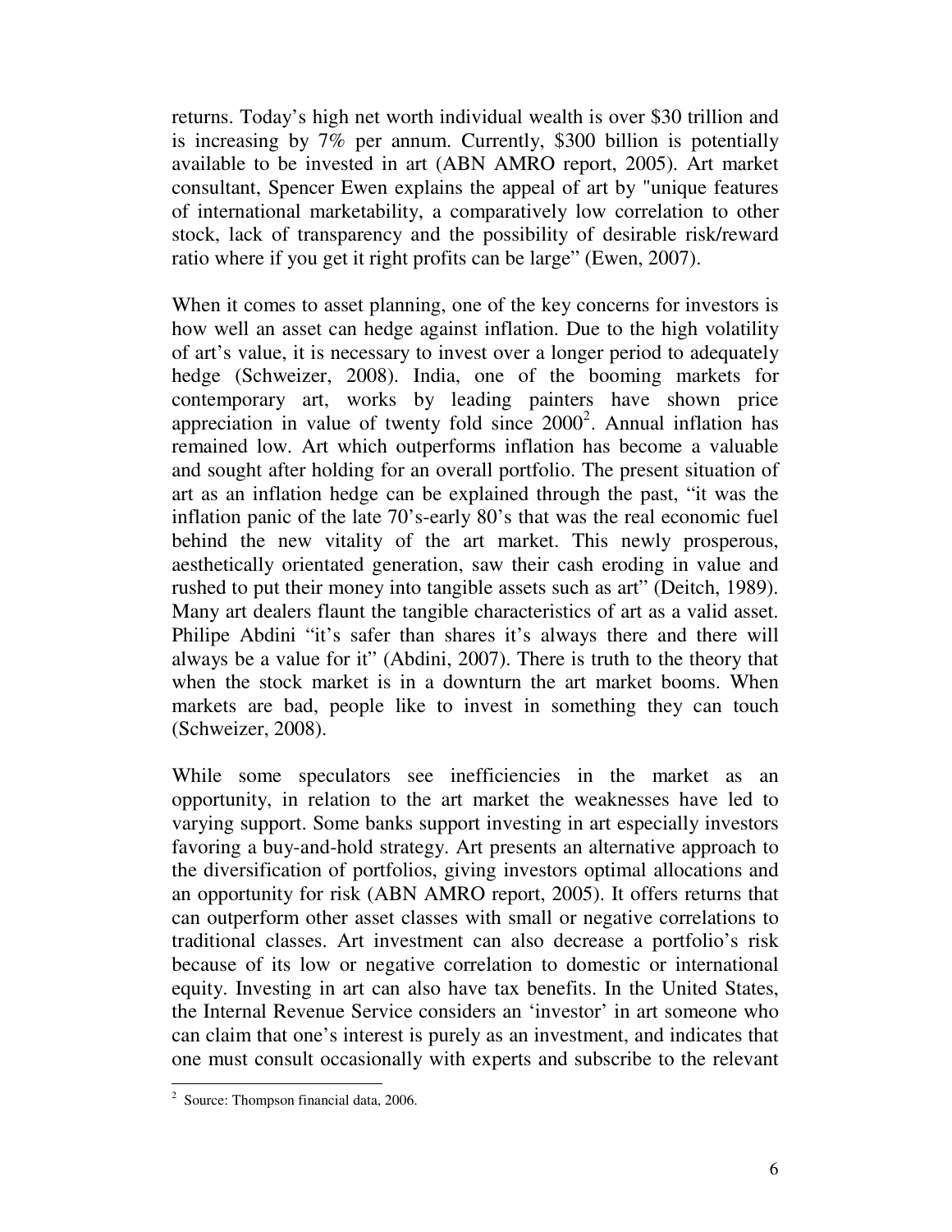returns. Today's high net worth individual wealth is over $30 trillion and is increasing by 7% per annum. Currently, $300 billion is potentially available to be invested in art (ABN AMRO report, 2005). Art market consultant, Spencer Ewen explains the appeal of art by "unique features of international marketability, a comparatively low correlation to other stock, lack of transparency and the possibility of desirable risk/reward ratio where if you get it right profits can be large" (Ewen, 2007).

When it comes to asset planning, one of the key concerns for investors is how well an asset can hedge against inflation. Due to the high volatility of art's value, it is necessary to invest over a longer period to adequately hedge (Schweizer, 2008). India, one of the booming markets for contemporary art, works by leading painters have shown price appreciation in value of twenty fold since 2000[2]. Annual inflation has remained low. Art which outperforms inflation has become a valuable and sought after holding for an overall portfolio. The present situation of art as an inflation hedge can be explained through the past, "it was the inflation panic of the late 70's-early 80's that was the real economic fuel behind the new vitality of the art market. This newly prosperous, aesthetically orientated generation, saw their cash eroding in value and rushed to put their money into tangible assets such as art" (Deitch, 1989). Many art dealers flaunt the tangible characteristics of art as a valid asset. Philipe Abdini "it's safer than shares it's always there and there will always be a value for it" (Abdini, 2007). There is truth to the theory that when the stock market is in a downturn the art market booms. When markets are bad, people like to invest in something they can touch (Schweizer, 2008).

While some speculators see inefficiencies in the market as an opportunity, in relation to the art market the weaknesses have led to varying support. Some banks support investing in art especially investors favoring a buy-and-hold strategy. Art presents an alternative approach to the diversification of portfolios, giving investors optimal allocations and an opportunity for risk (ABN AMRO report, 2005). It offers returns that can outperform other asset classes with small or negative correlations to traditional classes. Art investment can also decrease a portfolio's risk because of its low or negative correlation to domestic or international equity. Investing in art can also have tax benefits. In the United States, the Internal Revenue Service considers an 'investor' in art someone who can claim that one's interest is purely as an investment, and indicates that one must consult occasionally with experts and subscribe to the relevant

---

[2] Source: Thompson financial data, 2006.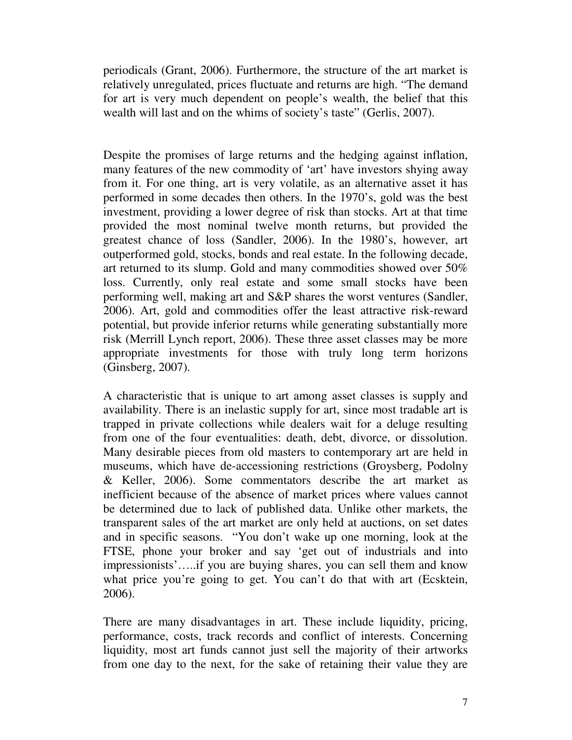periodicals (Grant, 2006). Furthermore, the structure of the art market is relatively unregulated, prices fluctuate and returns are high. “The demand for art is very much dependent on people’s wealth, the belief that this wealth will last and on the whims of society’s taste” (Gerlis, 2007).

Despite the promises of large returns and the hedging against inflation, many features of the new commodity of ‘art’ have investors shying away from it. For one thing, art is very volatile, as an alternative asset it has performed in some decades then others. In the 1970’s, gold was the best investment, providing a lower degree of risk than stocks. Art at that time provided the most nominal twelve month returns, but provided the greatest chance of loss (Sandler, 2006). In the 1980’s, however, art outperformed gold, stocks, bonds and real estate. In the following decade, art returned to its slump. Gold and many commodities showed over 50% loss. Currently, only real estate and some small stocks have been performing well, making art and S&P shares the worst ventures (Sandler, 2006). Art, gold and commodities offer the least attractive risk-reward potential, but provide inferior returns while generating substantially more risk (Merrill Lynch report, 2006). These three asset classes may be more appropriate investments for those with truly long term horizons (Ginsberg, 2007).

A characteristic that is unique to art among asset classes is supply and availability. There is an inelastic supply for art, since most tradable art is trapped in private collections while dealers wait for a deluge resulting from one of the four eventualities: death, debt, divorce, or dissolution. Many desirable pieces from old masters to contemporary art are held in museums, which have de-accessioning restrictions (Groysberg, Podolny & Keller, 2006). Some commentators describe the art market as inefficient because of the absence of market prices where values cannot be determined due to lack of published data. Unlike other markets, the transparent sales of the art market are only held at auctions, on set dates and in specific seasons. “You don’t wake up one morning, look at the FTSE, phone your broker and say ‘get out of industrials and into impressionists’…..if you are buying shares, you can sell them and know what price you’re going to get. You can’t do that with art (Ecsktein, 2006).

There are many disadvantages in art. These include liquidity, pricing, performance, costs, track records and conflict of interests. Concerning liquidity, most art funds cannot just sell the majority of their artworks from one day to the next, for the sake of retaining their value they are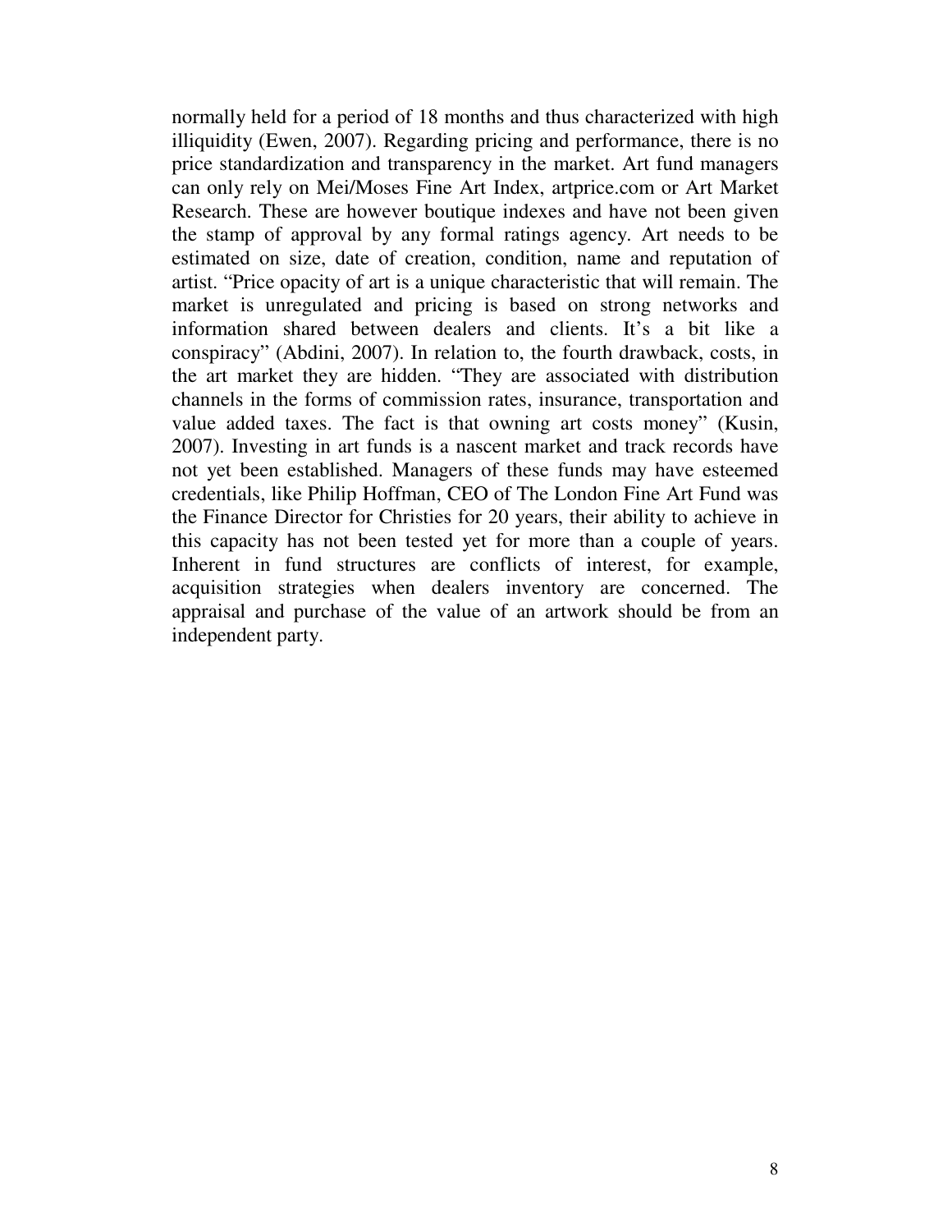normally held for a period of 18 months and thus characterized with high illiquidity (Ewen, 2007). Regarding pricing and performance, there is no price standardization and transparency in the market. Art fund managers can only rely on Mei/Moses Fine Art Index, artprice.com or Art Market Research. These are however boutique indexes and have not been given the stamp of approval by any formal ratings agency. Art needs to be estimated on size, date of creation, condition, name and reputation of artist. "Price opacity of art is a unique characteristic that will remain. The market is unregulated and pricing is based on strong networks and information shared between dealers and clients. It's a bit like a conspiracy" (Abdini, 2007). In relation to, the fourth drawback, costs, in the art market they are hidden. "They are associated with distribution channels in the forms of commission rates, insurance, transportation and value added taxes. The fact is that owning art costs money" (Kusin, 2007). Investing in art funds is a nascent market and track records have not yet been established. Managers of these funds may have esteemed credentials, like Philip Hoffman, CEO of The London Fine Art Fund was the Finance Director for Christies for 20 years, their ability to achieve in this capacity has not been tested yet for more than a couple of years. Inherent in fund structures are conflicts of interest, for example, acquisition strategies when dealers inventory are concerned. The appraisal and purchase of the value of an artwork should be from an independent party.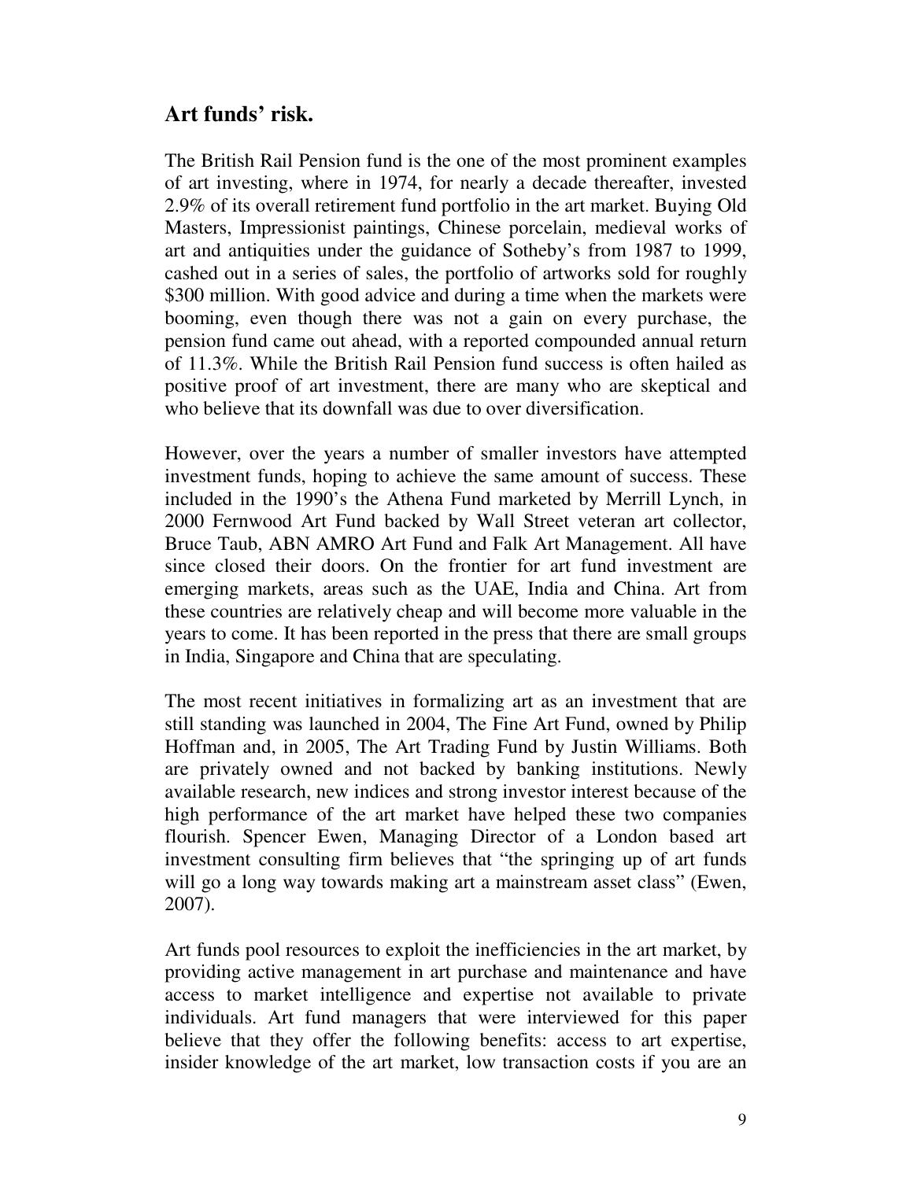## Art funds' risk.

The British Rail Pension fund is the one of the most prominent examples of art investing, where in 1974, for nearly a decade thereafter, invested 2.9% of its overall retirement fund portfolio in the art market. Buying Old Masters, Impressionist paintings, Chinese porcelain, medieval works of art and antiquities under the guidance of Sotheby's from 1987 to 1999, cashed out in a series of sales, the portfolio of artworks sold for roughly $300 million. With good advice and during a time when the markets were booming, even though there was not a gain on every purchase, the pension fund came out ahead, with a reported compounded annual return of 11.3%. While the British Rail Pension fund success is often hailed as positive proof of art investment, there are many who are skeptical and who believe that its downfall was due to over diversification.

However, over the years a number of smaller investors have attempted investment funds, hoping to achieve the same amount of success. These included in the 1990's the Athena Fund marketed by Merrill Lynch, in 2000 Fernwood Art Fund backed by Wall Street veteran art collector, Bruce Taub, ABN AMRO Art Fund and Falk Art Management. All have since closed their doors. On the frontier for art fund investment are emerging markets, areas such as the UAE, India and China. Art from these countries are relatively cheap and will become more valuable in the years to come. It has been reported in the press that there are small groups in India, Singapore and China that are speculating.

The most recent initiatives in formalizing art as an investment that are still standing was launched in 2004, The Fine Art Fund, owned by Philip Hoffman and, in 2005, The Art Trading Fund by Justin Williams. Both are privately owned and not backed by banking institutions. Newly available research, new indices and strong investor interest because of the high performance of the art market have helped these two companies flourish. Spencer Ewen, Managing Director of a London based art investment consulting firm believes that "the springing up of art funds will go a long way towards making art a mainstream asset class" (Ewen, 2007).

Art funds pool resources to exploit the inefficiencies in the art market, by providing active management in art purchase and maintenance and have access to market intelligence and expertise not available to private individuals. Art fund managers that were interviewed for this paper believe that they offer the following benefits: access to art expertise, insider knowledge of the art market, low transaction costs if you are an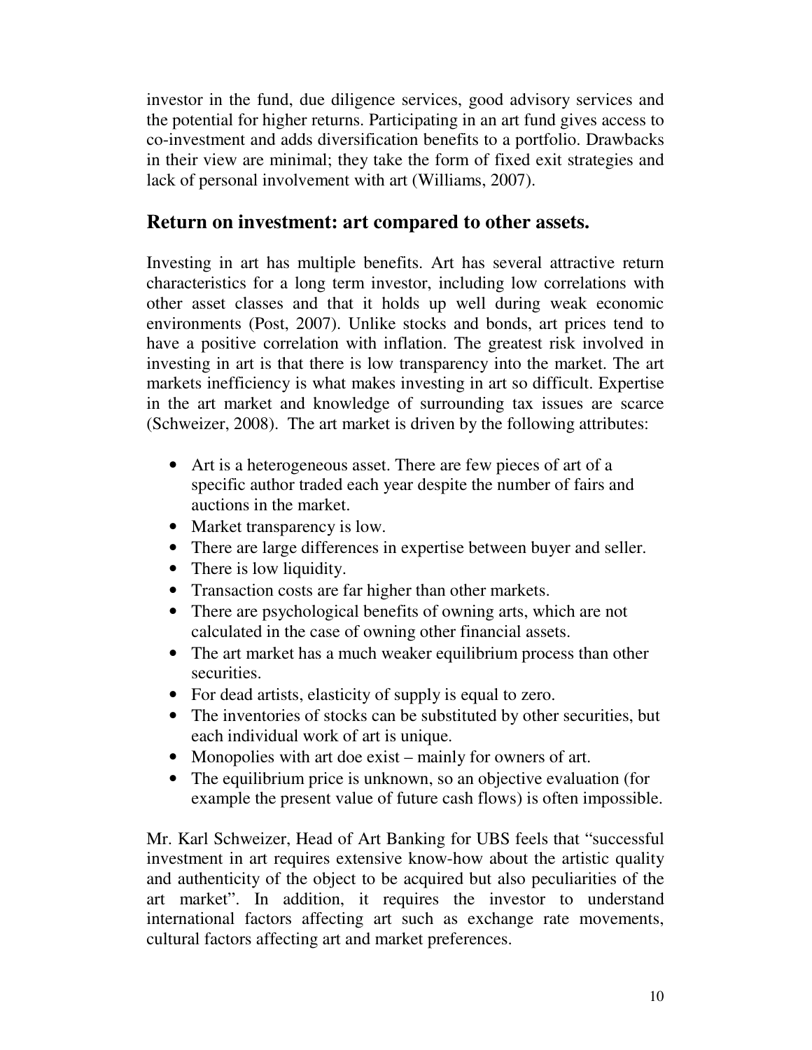investor in the fund, due diligence services, good advisory services and the potential for higher returns. Participating in an art fund gives access to co-investment and adds diversification benefits to a portfolio. Drawbacks in their view are minimal; they take the form of fixed exit strategies and lack of personal involvement with art (Williams, 2007).

## Return on investment: art compared to other assets.

Investing in art has multiple benefits. Art has several attractive return characteristics for a long term investor, including low correlations with other asset classes and that it holds up well during weak economic environments (Post, 2007). Unlike stocks and bonds, art prices tend to have a positive correlation with inflation. The greatest risk involved in investing in art is that there is low transparency into the market. The art markets inefficiency is what makes investing in art so difficult. Expertise in the art market and knowledge of surrounding tax issues are scarce (Schweizer, 2008). The art market is driven by the following attributes:

- Art is a heterogeneous asset. There are few pieces of art of a specific author traded each year despite the number of fairs and auctions in the market.
- Market transparency is low.
- There are large differences in expertise between buyer and seller.
- There is low liquidity.
- Transaction costs are far higher than other markets.
- There are psychological benefits of owning arts, which are not calculated in the case of owning other financial assets.
- The art market has a much weaker equilibrium process than other securities.
- For dead artists, elasticity of supply is equal to zero.
- The inventories of stocks can be substituted by other securities, but each individual work of art is unique.
- Monopolies with art doe exist – mainly for owners of art.
- The equilibrium price is unknown, so an objective evaluation (for example the present value of future cash flows) is often impossible.

Mr. Karl Schweizer, Head of Art Banking for UBS feels that "successful investment in art requires extensive know-how about the artistic quality and authenticity of the object to be acquired but also peculiarities of the art market". In addition, it requires the investor to understand international factors affecting art such as exchange rate movements, cultural factors affecting art and market preferences.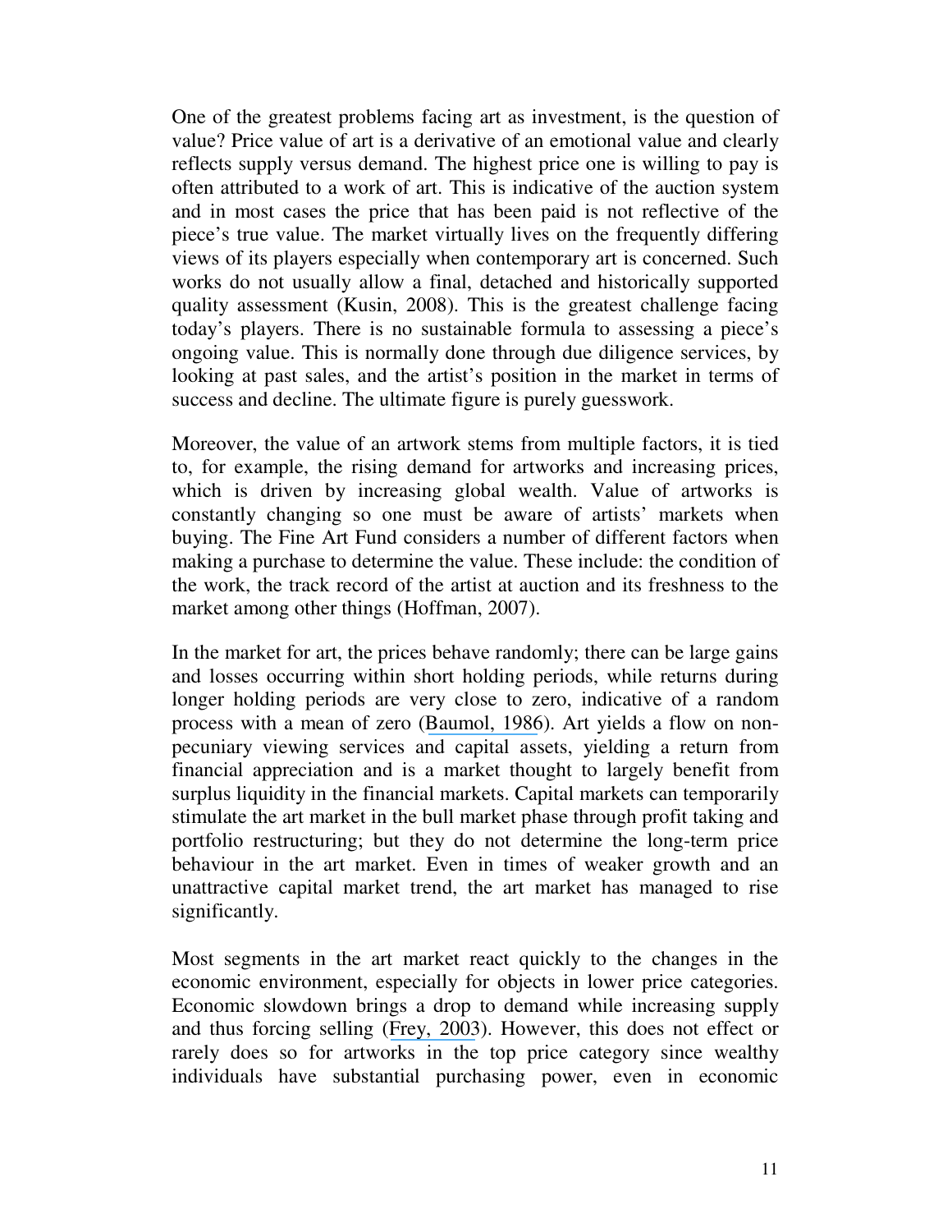One of the greatest problems facing art as investment, is the question of value? Price value of art is a derivative of an emotional value and clearly reflects supply versus demand. The highest price one is willing to pay is often attributed to a work of art. This is indicative of the auction system and in most cases the price that has been paid is not reflective of the piece's true value. The market virtually lives on the frequently differing views of its players especially when contemporary art is concerned. Such works do not usually allow a final, detached and historically supported quality assessment (Kusin, 2008). This is the greatest challenge facing today's players. There is no sustainable formula to assessing a piece's ongoing value. This is normally done through due diligence services, by looking at past sales, and the artist's position in the market in terms of success and decline. The ultimate figure is purely guesswork.

Moreover, the value of an artwork stems from multiple factors, it is tied to, for example, the rising demand for artworks and increasing prices, which is driven by increasing global wealth. Value of artworks is constantly changing so one must be aware of artists' markets when buying. The Fine Art Fund considers a number of different factors when making a purchase to determine the value. These include: the condition of the work, the track record of the artist at auction and its freshness to the market among other things (Hoffman, 2007).

In the market for art, the prices behave randomly; there can be large gains and losses occurring within short holding periods, while returns during longer holding periods are very close to zero, indicative of a random process with a mean of zero (Baumol, 1986). Art yields a flow on non-pecuniary viewing services and capital assets, yielding a return from financial appreciation and is a market thought to largely benefit from surplus liquidity in the financial markets. Capital markets can temporarily stimulate the art market in the bull market phase through profit taking and portfolio restructuring; but they do not determine the long-term price behaviour in the art market. Even in times of weaker growth and an unattractive capital market trend, the art market has managed to rise significantly.

Most segments in the art market react quickly to the changes in the economic environment, especially for objects in lower price categories. Economic slowdown brings a drop to demand while increasing supply and thus forcing selling (Frey, 2003). However, this does not effect or rarely does so for artworks in the top price category since wealthy individuals have substantial purchasing power, even in economic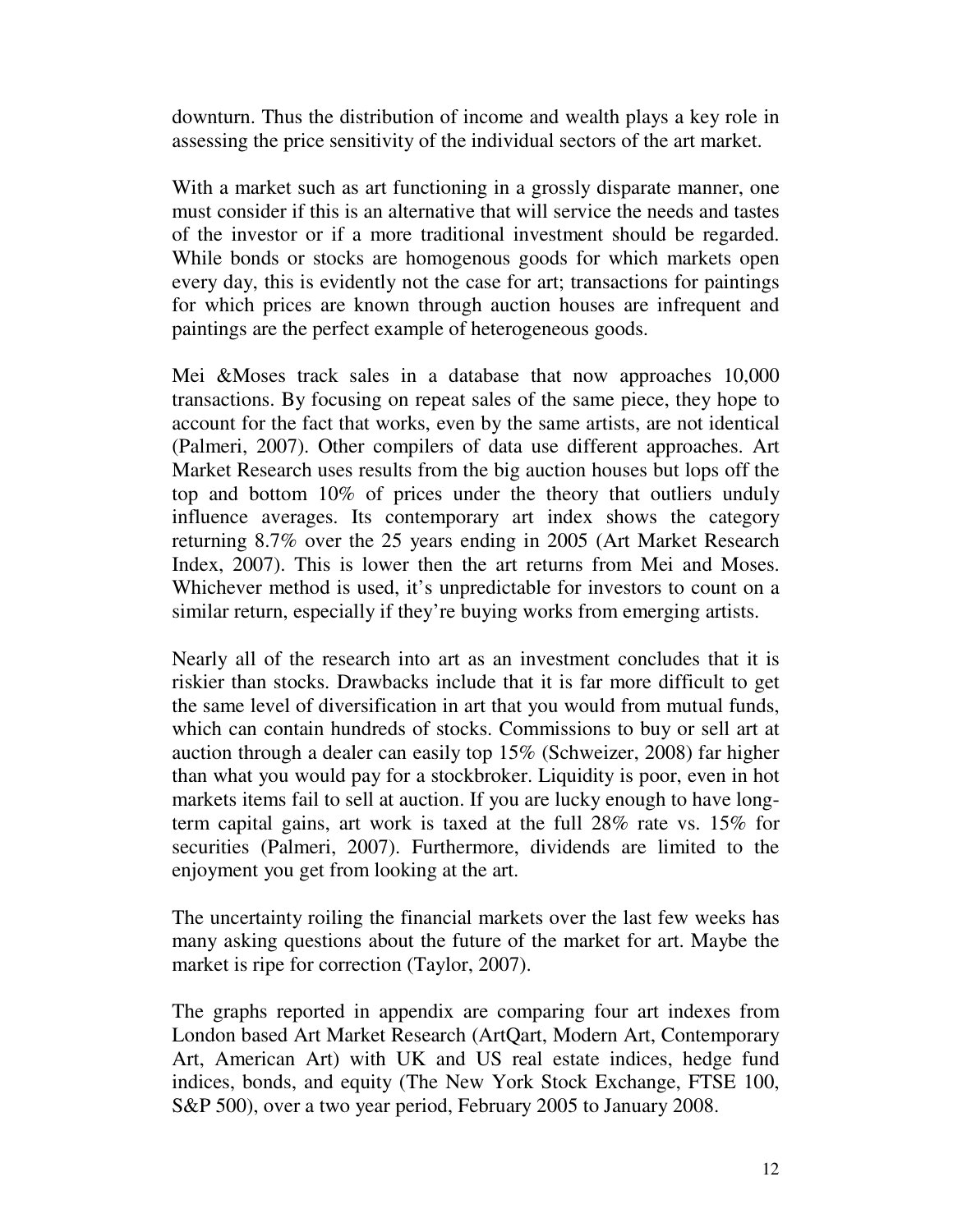downturn. Thus the distribution of income and wealth plays a key role in assessing the price sensitivity of the individual sectors of the art market.

With a market such as art functioning in a grossly disparate manner, one must consider if this is an alternative that will service the needs and tastes of the investor or if a more traditional investment should be regarded. While bonds or stocks are homogenous goods for which markets open every day, this is evidently not the case for art; transactions for paintings for which prices are known through auction houses are infrequent and paintings are the perfect example of heterogeneous goods.

Mei &Moses track sales in a database that now approaches 10,000 transactions. By focusing on repeat sales of the same piece, they hope to account for the fact that works, even by the same artists, are not identical (Palmeri, 2007). Other compilers of data use different approaches. Art Market Research uses results from the big auction houses but lops off the top and bottom 10% of prices under the theory that outliers unduly influence averages. Its contemporary art index shows the category returning 8.7% over the 25 years ending in 2005 (Art Market Research Index, 2007). This is lower then the art returns from Mei and Moses. Whichever method is used, it's unpredictable for investors to count on a similar return, especially if they're buying works from emerging artists.

Nearly all of the research into art as an investment concludes that it is riskier than stocks. Drawbacks include that it is far more difficult to get the same level of diversification in art that you would from mutual funds, which can contain hundreds of stocks. Commissions to buy or sell art at auction through a dealer can easily top 15% (Schweizer, 2008) far higher than what you would pay for a stockbroker. Liquidity is poor, even in hot markets items fail to sell at auction. If you are lucky enough to have long-term capital gains, art work is taxed at the full 28% rate vs. 15% for securities (Palmeri, 2007). Furthermore, dividends are limited to the enjoyment you get from looking at the art.

The uncertainty roiling the financial markets over the last few weeks has many asking questions about the future of the market for art. Maybe the market is ripe for correction (Taylor, 2007).

The graphs reported in appendix are comparing four art indexes from London based Art Market Research (ArtQart, Modern Art, Contemporary Art, American Art) with UK and US real estate indices, hedge fund indices, bonds, and equity (The New York Stock Exchange, FTSE 100, S&P 500), over a two year period, February 2005 to January 2008.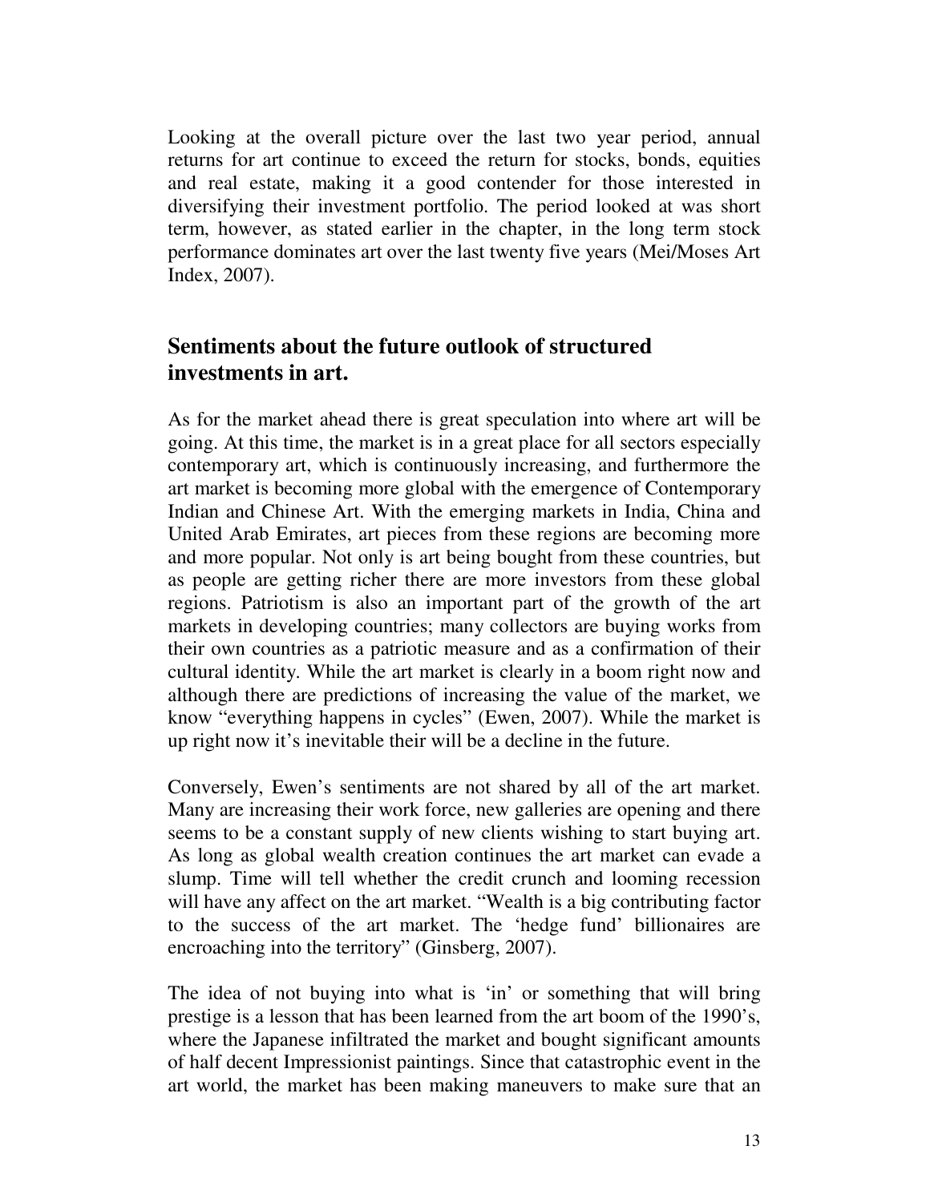Looking at the overall picture over the last two year period, annual returns for art continue to exceed the return for stocks, bonds, equities and real estate, making it a good contender for those interested in diversifying their investment portfolio. The period looked at was short term, however, as stated earlier in the chapter, in the long term stock performance dominates art over the last twenty five years (Mei/Moses Art Index, 2007).

## Sentiments about the future outlook of structured investments in art.

As for the market ahead there is great speculation into where art will be going. At this time, the market is in a great place for all sectors especially contemporary art, which is continuously increasing, and furthermore the art market is becoming more global with the emergence of Contemporary Indian and Chinese Art. With the emerging markets in India, China and United Arab Emirates, art pieces from these regions are becoming more and more popular. Not only is art being bought from these countries, but as people are getting richer there are more investors from these global regions. Patriotism is also an important part of the growth of the art markets in developing countries; many collectors are buying works from their own countries as a patriotic measure and as a confirmation of their cultural identity. While the art market is clearly in a boom right now and although there are predictions of increasing the value of the market, we know "everything happens in cycles" (Ewen, 2007). While the market is up right now it's inevitable their will be a decline in the future.

Conversely, Ewen's sentiments are not shared by all of the art market. Many are increasing their work force, new galleries are opening and there seems to be a constant supply of new clients wishing to start buying art. As long as global wealth creation continues the art market can evade a slump. Time will tell whether the credit crunch and looming recession will have any affect on the art market. "Wealth is a big contributing factor to the success of the art market. The 'hedge fund' billionaires are encroaching into the territory" (Ginsberg, 2007).

The idea of not buying into what is 'in' or something that will bring prestige is a lesson that has been learned from the art boom of the 1990's, where the Japanese infiltrated the market and bought significant amounts of half decent Impressionist paintings. Since that catastrophic event in the art world, the market has been making maneuvers to make sure that an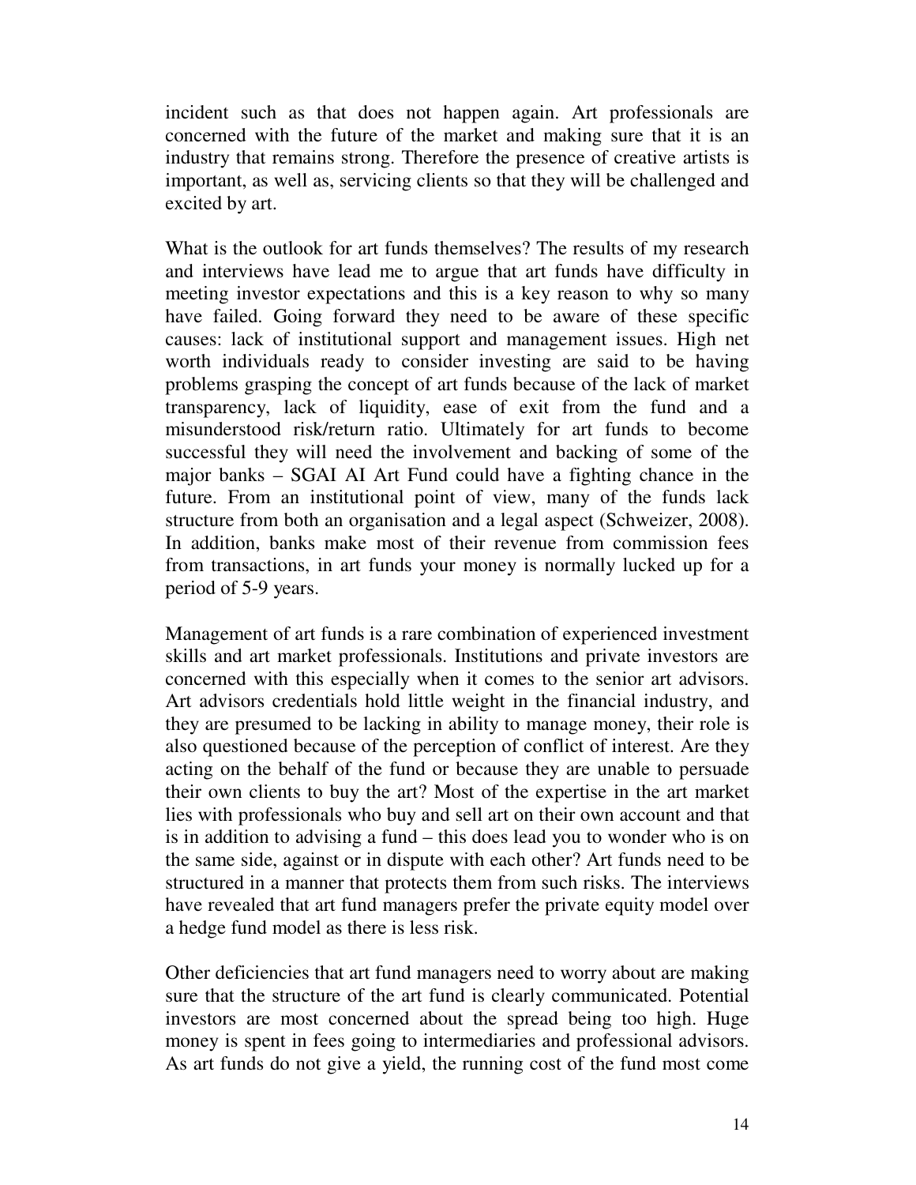incident such as that does not happen again. Art professionals are concerned with the future of the market and making sure that it is an industry that remains strong. Therefore the presence of creative artists is important, as well as, servicing clients so that they will be challenged and excited by art.

What is the outlook for art funds themselves? The results of my research and interviews have lead me to argue that art funds have difficulty in meeting investor expectations and this is a key reason to why so many have failed. Going forward they need to be aware of these specific causes: lack of institutional support and management issues. High net worth individuals ready to consider investing are said to be having problems grasping the concept of art funds because of the lack of market transparency, lack of liquidity, ease of exit from the fund and a misunderstood risk/return ratio. Ultimately for art funds to become successful they will need the involvement and backing of some of the major banks – SGAI AI Art Fund could have a fighting chance in the future. From an institutional point of view, many of the funds lack structure from both an organisation and a legal aspect (Schweizer, 2008). In addition, banks make most of their revenue from commission fees from transactions, in art funds your money is normally lucked up for a period of 5-9 years.

Management of art funds is a rare combination of experienced investment skills and art market professionals. Institutions and private investors are concerned with this especially when it comes to the senior art advisors. Art advisors credentials hold little weight in the financial industry, and they are presumed to be lacking in ability to manage money, their role is also questioned because of the perception of conflict of interest. Are they acting on the behalf of the fund or because they are unable to persuade their own clients to buy the art? Most of the expertise in the art market lies with professionals who buy and sell art on their own account and that is in addition to advising a fund – this does lead you to wonder who is on the same side, against or in dispute with each other? Art funds need to be structured in a manner that protects them from such risks. The interviews have revealed that art fund managers prefer the private equity model over a hedge fund model as there is less risk.

Other deficiencies that art fund managers need to worry about are making sure that the structure of the art fund is clearly communicated. Potential investors are most concerned about the spread being too high. Huge money is spent in fees going to intermediaries and professional advisors. As art funds do not give a yield, the running cost of the fund most come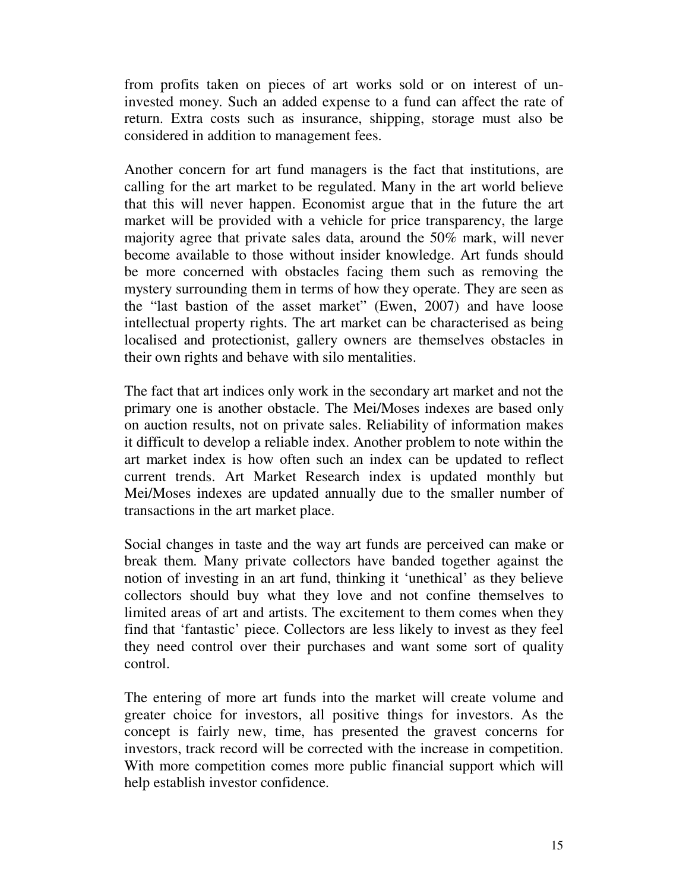from profits taken on pieces of art works sold or on interest of un-invested money. Such an added expense to a fund can affect the rate of return. Extra costs such as insurance, shipping, storage must also be considered in addition to management fees.

Another concern for art fund managers is the fact that institutions, are calling for the art market to be regulated. Many in the art world believe that this will never happen. Economist argue that in the future the art market will be provided with a vehicle for price transparency, the large majority agree that private sales data, around the 50% mark, will never become available to those without insider knowledge. Art funds should be more concerned with obstacles facing them such as removing the mystery surrounding them in terms of how they operate. They are seen as the "last bastion of the asset market" (Ewen, 2007) and have loose intellectual property rights. The art market can be characterised as being localised and protectionist, gallery owners are themselves obstacles in their own rights and behave with silo mentalities.

The fact that art indices only work in the secondary art market and not the primary one is another obstacle. The Mei/Moses indexes are based only on auction results, not on private sales. Reliability of information makes it difficult to develop a reliable index. Another problem to note within the art market index is how often such an index can be updated to reflect current trends. Art Market Research index is updated monthly but Mei/Moses indexes are updated annually due to the smaller number of transactions in the art market place.

Social changes in taste and the way art funds are perceived can make or break them. Many private collectors have banded together against the notion of investing in an art fund, thinking it 'unethical' as they believe collectors should buy what they love and not confine themselves to limited areas of art and artists. The excitement to them comes when they find that 'fantastic' piece. Collectors are less likely to invest as they feel they need control over their purchases and want some sort of quality control.

The entering of more art funds into the market will create volume and greater choice for investors, all positive things for investors. As the concept is fairly new, time, has presented the gravest concerns for investors, track record will be corrected with the increase in competition. With more competition comes more public financial support which will help establish investor confidence.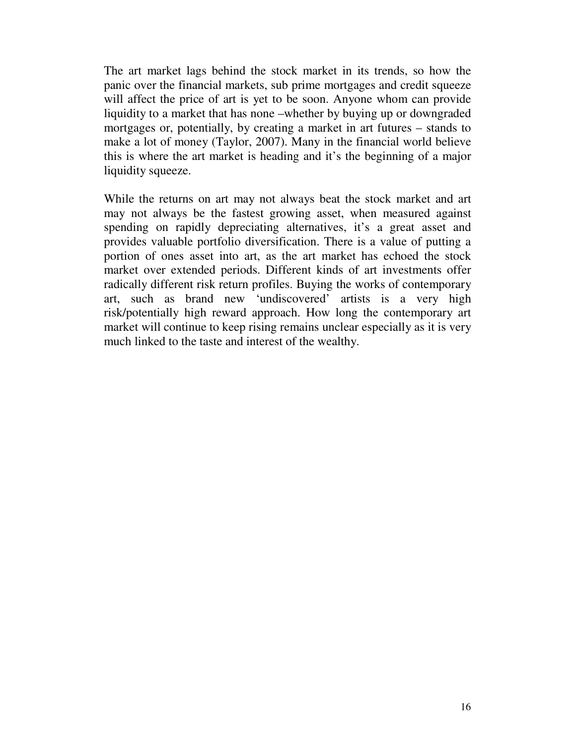The art market lags behind the stock market in its trends, so how the panic over the financial markets, sub prime mortgages and credit squeeze will affect the price of art is yet to be soon. Anyone whom can provide liquidity to a market that has none –whether by buying up or downgraded mortgages or, potentially, by creating a market in art futures – stands to make a lot of money (Taylor, 2007). Many in the financial world believe this is where the art market is heading and it's the beginning of a major liquidity squeeze.

While the returns on art may not always beat the stock market and art may not always be the fastest growing asset, when measured against spending on rapidly depreciating alternatives, it's a great asset and provides valuable portfolio diversification. There is a value of putting a portion of ones asset into art, as the art market has echoed the stock market over extended periods. Different kinds of art investments offer radically different risk return profiles. Buying the works of contemporary art, such as brand new 'undiscovered' artists is a very high risk/potentially high reward approach. How long the contemporary art market will continue to keep rising remains unclear especially as it is very much linked to the taste and interest of the wealthy.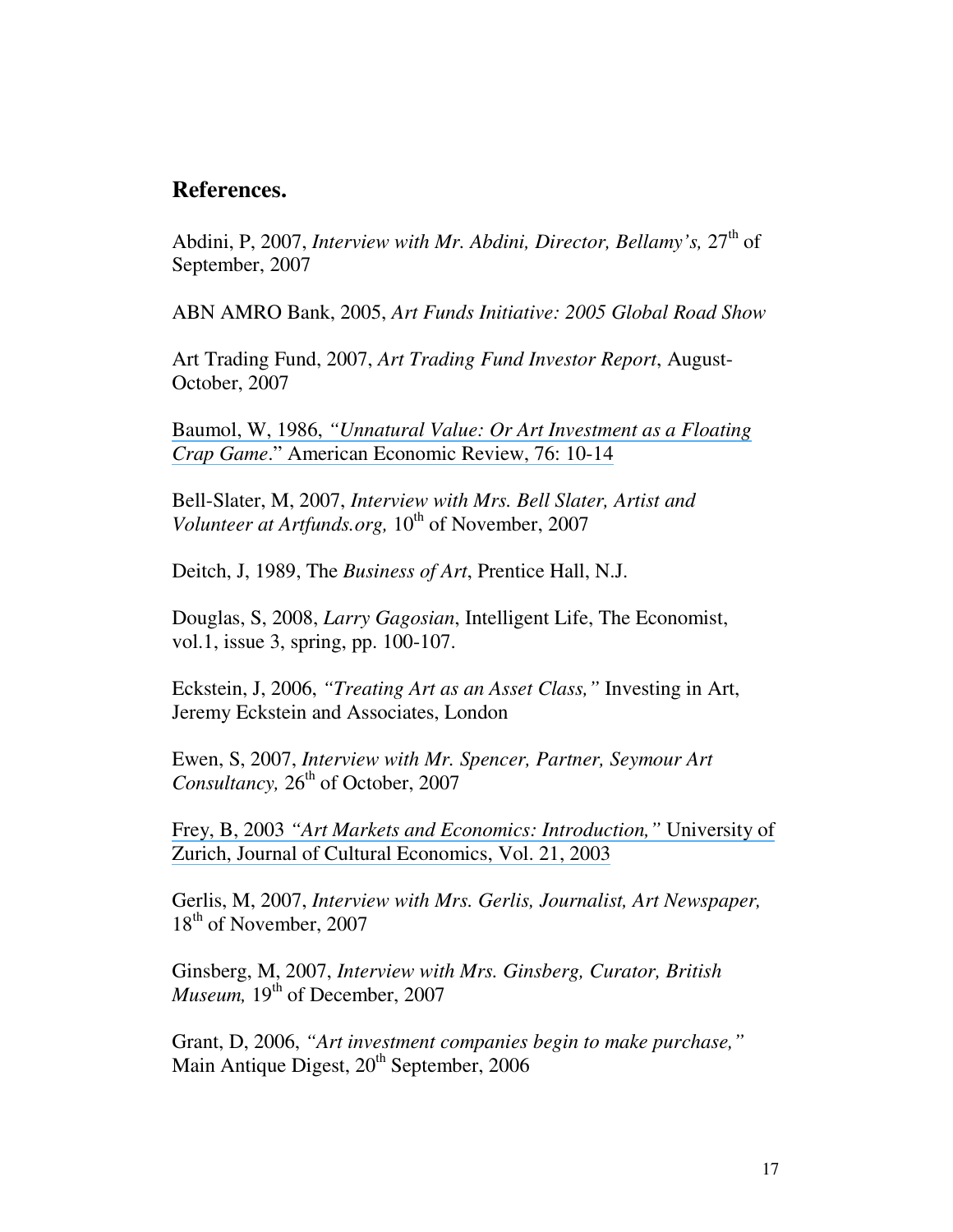## References.

Abdini, P, 2007, *Interview with Mr. Abdini, Director, Bellamy's,* 27th of September, 2007

ABN AMRO Bank, 2005, *Art Funds Initiative: 2005 Global Road Show*

Art Trading Fund, 2007, *Art Trading Fund Investor Report*, August-October, 2007

Baumol, W, 1986, *"Unnatural Value: Or Art Investment as a Floating Crap Game*." American Economic Review, 76: 10-14

Bell-Slater, M, 2007, *Interview with Mrs. Bell Slater, Artist and Volunteer at Artfunds.org,* 10th of November, 2007

Deitch, J, 1989, The *Business of Art*, Prentice Hall, N.J.

Douglas, S, 2008, *Larry Gagosian*, Intelligent Life, The Economist, vol.1, issue 3, spring, pp. 100-107.

Eckstein, J, 2006, *"Treating Art as an Asset Class,"* Investing in Art, Jeremy Eckstein and Associates, London

Ewen, S, 2007, *Interview with Mr. Spencer, Partner, Seymour Art Consultancy,* 26th of October, 2007

Frey, B, 2003 *"Art Markets and Economics: Introduction,"* University of Zurich, Journal of Cultural Economics, Vol. 21, 2003

Gerlis, M, 2007, *Interview with Mrs. Gerlis, Journalist, Art Newspaper,* 18th of November, 2007

Ginsberg, M, 2007, *Interview with Mrs. Ginsberg, Curator, British Museum,* 19th of December, 2007

Grant, D, 2006, *"Art investment companies begin to make purchase,"* Main Antique Digest, 20th September, 2006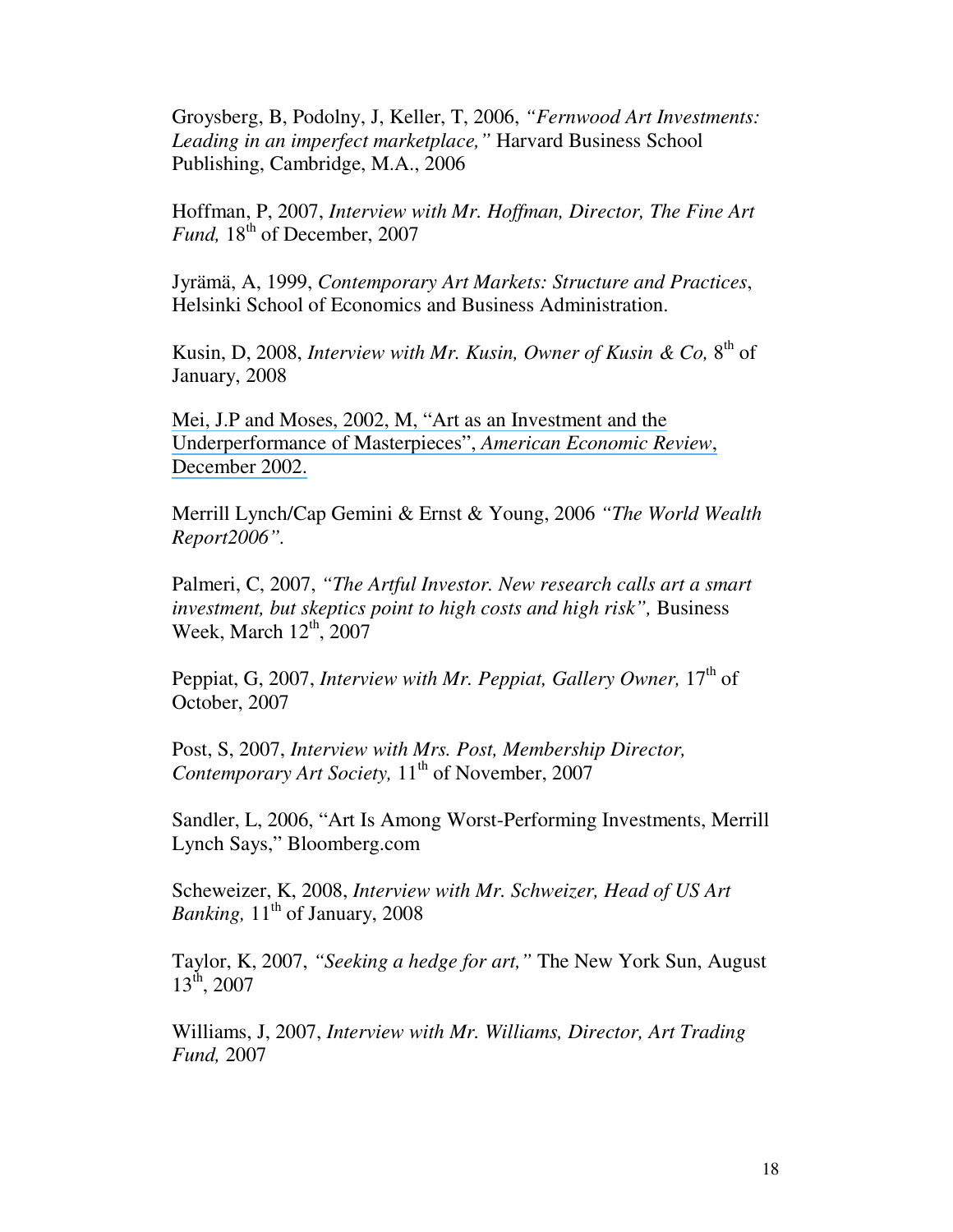Groysberg, B, Podolny, J, Keller, T, 2006, *"Fernwood Art Investments: Leading in an imperfect marketplace,"* Harvard Business School Publishing, Cambridge, M.A., 2006

Hoffman, P, 2007, *Interview with Mr. Hoffman, Director, The Fine Art Fund,* 18th of December, 2007

Jyrämä, A, 1999, *Contemporary Art Markets: Structure and Practices*, Helsinki School of Economics and Business Administration.

Kusin, D, 2008, *Interview with Mr. Kusin, Owner of Kusin & Co,* 8th of January, 2008

Mei, J.P and Moses, 2002, M, "Art as an Investment and the Underperformance of Masterpieces", *American Economic Review*, December 2002.

Merrill Lynch/Cap Gemini & Ernst & Young, 2006 *"The World Wealth Report2006".*

Palmeri, C, 2007, *"The Artful Investor. New research calls art a smart investment, but skeptics point to high costs and high risk",* Business Week, March 12th, 2007

Peppiat, G, 2007, *Interview with Mr. Peppiat, Gallery Owner,* 17th of October, 2007

Post, S, 2007, *Interview with Mrs. Post, Membership Director, Contemporary Art Society,* 11th of November, 2007

Sandler, L, 2006, "Art Is Among Worst-Performing Investments, Merrill Lynch Says," Bloomberg.com

Scheweizer, K, 2008, *Interview with Mr. Schweizer, Head of US Art Banking,* 11th of January, 2008

Taylor, K, 2007, *"Seeking a hedge for art,"* The New York Sun, August 13th, 2007

Williams, J, 2007, *Interview with Mr. Williams, Director, Art Trading Fund,* 2007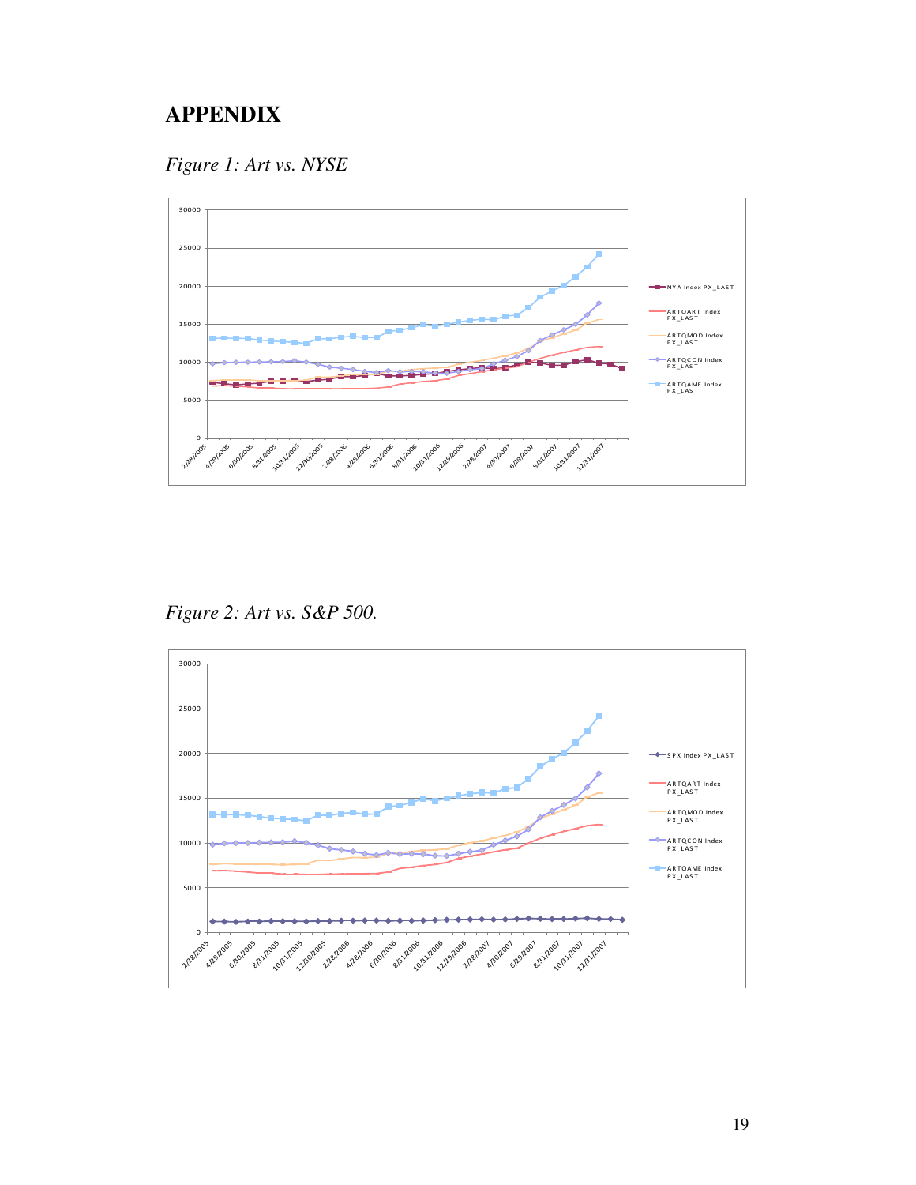# APPENDIX

*Figure 1: Art vs. NYSE*

30000
25000
20000
15000
10000
5000
0

2/28/2005 4/29/2005 6/30/2005 8/31/2005 10/31/2005 12/30/2005 2/28/2006 4/28/2006 6/30/2006 8/31/2006 10/31/2006 12/29/2006 2/28/2007 4/30/2007 6/29/2007 8/31/2007 10/31/2007 12/31/2007

NYA Index PX_LAST
ARTQART Index PX_LAST
ARTQMOD Index PX_LAST
ARTQCON Index PX_LAST
ARTQAME Index PX_LAST

*Figure 2: Art vs. S&P 500.*

30000
25000
20000
15000
10000
5000
0

2/28/2005 4/29/2005 6/30/2005 8/31/2005 10/31/2005 12/30/2005 2/28/2006 4/28/2006 6/30/2006 8/31/2006 10/31/2006 12/29/2006 2/28/2007 4/30/2007 6/29/2007 8/31/2007 10/31/2007 12/31/2007

SPX Index PX_LAST
ARTQART Index PX_LAST
ARTQMOD Index PX_LAST
ARTQCON Index PX_LAST
ARTQAME Index PX_LAST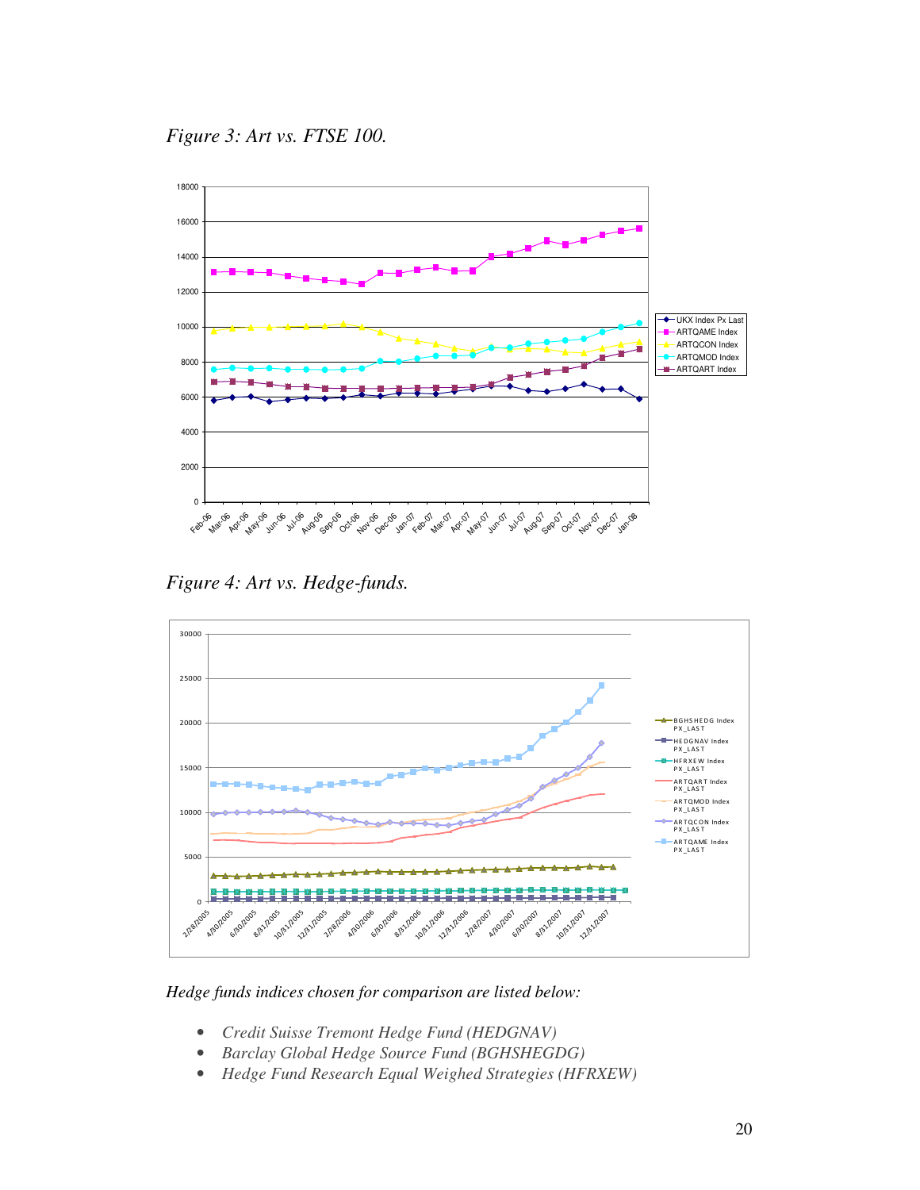*Figure 3: Art vs. FTSE 100.*

18000
16000
14000
12000
10000
8000
6000
4000
2000
0

Feb-06 Mar-06 Apr-06 May-06 Jun-06 Jul-06 Aug-06 Sep-06 Oct-06 Nov-06 Dec-06 Jan-07 Feb-07 Mar-07 Apr-07 May-07 Jun-07 Jul-07 Aug-07 Sep-07 Oct-07 Nov-07 Dec-07 Jan-08

UKX Index Px Last
ARTQAME Index
ARTQCON Index
ARTQMOD Index
ARTQART Index

*Figure 4: Art vs. Hedge-funds.*

30000
25000
20000
15000
10000
5000
0

2/28/2005 4/30/2005 6/30/2005 8/31/2005 10/31/2005 12/31/2005 2/28/2006 4/30/2006 6/30/2006 8/31/2006 10/31/2006 12/31/2006 2/28/2007 4/30/2007 6/30/2007 8/31/2007 10/31/2007 12/31/2007

BGHSHEDG Index PX_LAST
HEDGNAV Index PX_LAST
HFRXEW Index PX_LAST
ARTQART Index PX_LAST
ARTQMOD Index PX_LAST
ARTQCON Index PX_LAST
ARTQAME Index PX_LAST

*Hedge funds indices chosen for comparison are listed below:*

- *Credit Suisse Tremont Hedge Fund (HEDGNAV)*
- *Barclay Global Hedge Source Fund (BGHSHEGDG)*
- *Hedge Fund Research Equal Weighed Strategies (HFRXEW)*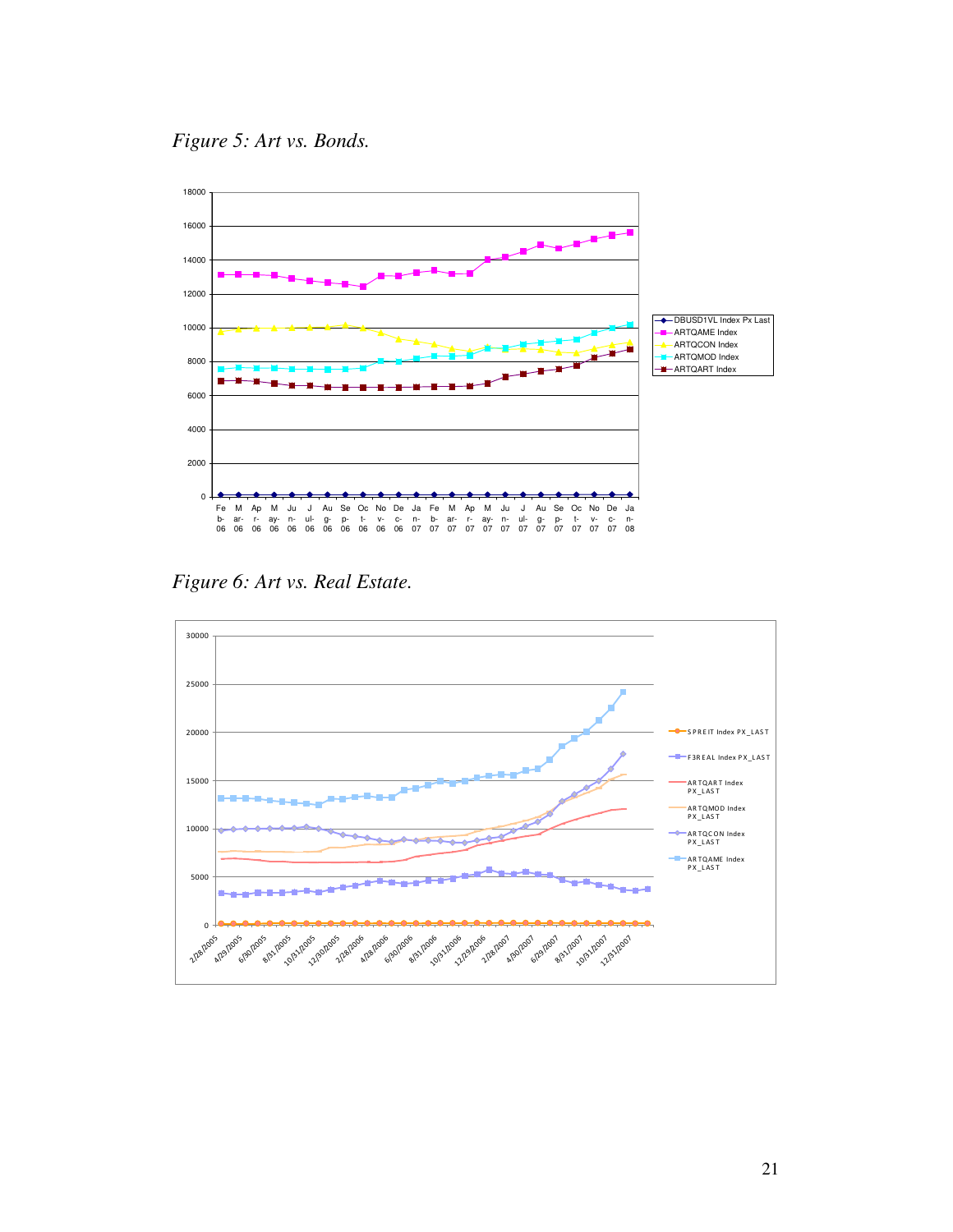*Figure 5: Art vs. Bonds.*

18000
16000
14000
12000
10000
8000
6000
4000
2000
0

Fe b- 06 | M ar- 06 | Ap r- 06 | M ay- 06 | Ju n- 06 | J ul- 06 | Au g- 06 | Se p- 06 | Oc t- 06 | No v- 06 | De c- 06 | Ja n- 07 | Fe b- 07 | M ar- 07 | Ap r- 07 | M ay- 07 | Ju n- 07 | J ul- 07 | Au g- 07 | Se p- 07 | Oc t- 07 | No v- 07 | De c- 07 | Ja n- 08

DBUSD1VL Index Px Last
ARTQAME Index
ARTQCON Index
ARTQMOD Index
ARTQART Index

*Figure 6: Art vs. Real Estate.*

30000
25000
20000
15000
10000
5000
0

2/28/2005 | 4/29/2005 | 6/30/2005 | 8/31/2005 | 10/31/2005 | 12/30/2005 | 2/28/2006 | 4/28/2006 | 6/30/2006 | 8/31/2006 | 10/31/2006 | 12/29/2006 | 2/28/2007 | 4/30/2007 | 6/29/2007 | 8/31/2007 | 10/31/2007 | 12/31/2007

SPREIT Index PX_LAST
F3REAL Index PX_LAST
ARTQART Index PX_LAST
ARTQMOD Index PX_LAST
ARTQCON Index PX_LAST
ARTQAME Index PX_LAST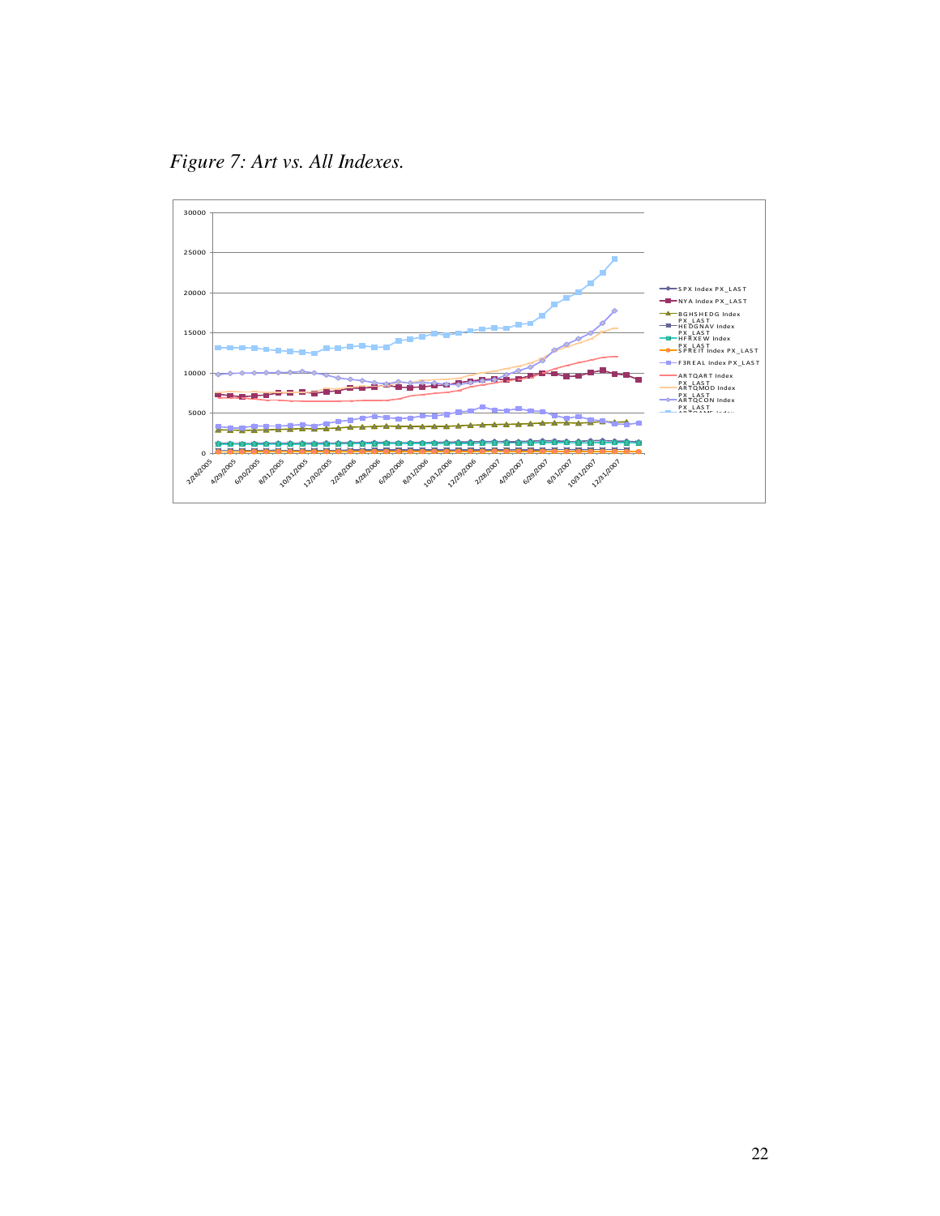*Figure 7: Art vs. All Indexes.*

30000
25000
20000
15000
10000
5000
0

2/28/2005
4/29/2005
6/30/2005
8/31/2005
10/31/2005
12/30/2005
2/28/2006
4/28/2006
6/30/2006
8/31/2006
10/31/2006
12/29/2006
2/28/2007
4/30/2007
6/29/2007
8/31/2007
10/31/2007
12/31/2007

SPX Index PX_LAST
NYA Index PX_LAST
BGHSHEDG Index PX_LAST
HEDGNAV Index PX_LAST
HFRXEW Index PX_LAST
SPREIT Index PX_LAST
F3REAL Index PX_LAST
ARTQART Index PX_LAST
ARTQMOD Index PX_LAST
ARTQCON Index PX_LAST